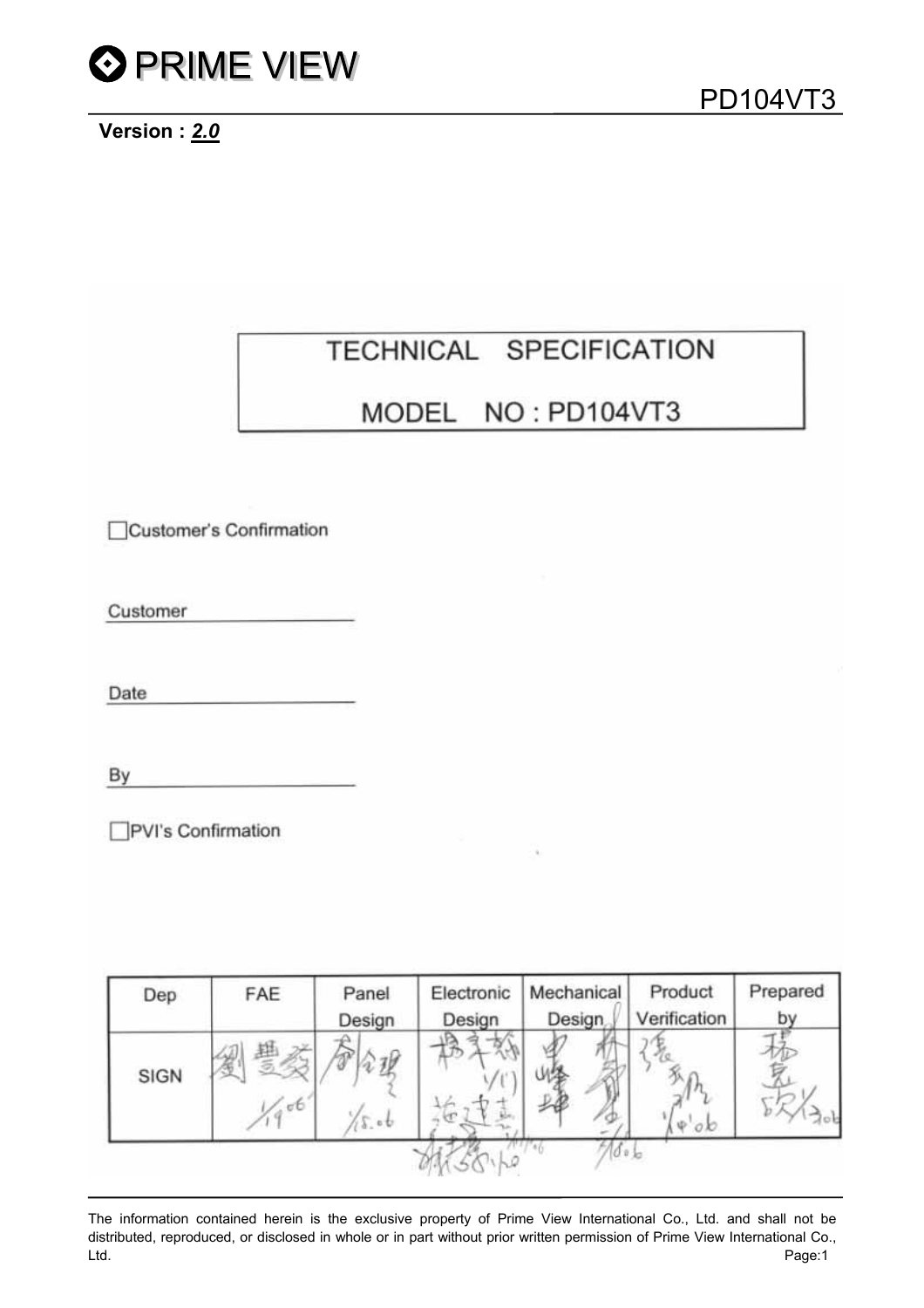**Version : *2.0***

# TECHNICAL SPECIFICATION

# MODEL NO : PD104VT3

☐ Customer's Confirmation

Customer ____________________

Date ____________________

By ____________________

☐ PVI's Confirmation

| Dep | FAE | Panel Design | Electronic Design | Mechanical Design | Product Verification | Prepared by |
|---|---|---|---|---|---|---|
| SIGN | 劉豐發 1/9 '06 | 詹全(?) 1/5.06 | 楊(?) 1/11 施建(?) | (?)峰 林(?) 1/8.06 | 張天(?) 1/4 '06 | 楊(?) 1/3 06 |

The information contained herein is the exclusive property of Prime View International Co., Ltd. and shall not be distributed, reproduced, or disclosed in whole or in part without prior written permission of Prime View International Co., Ltd.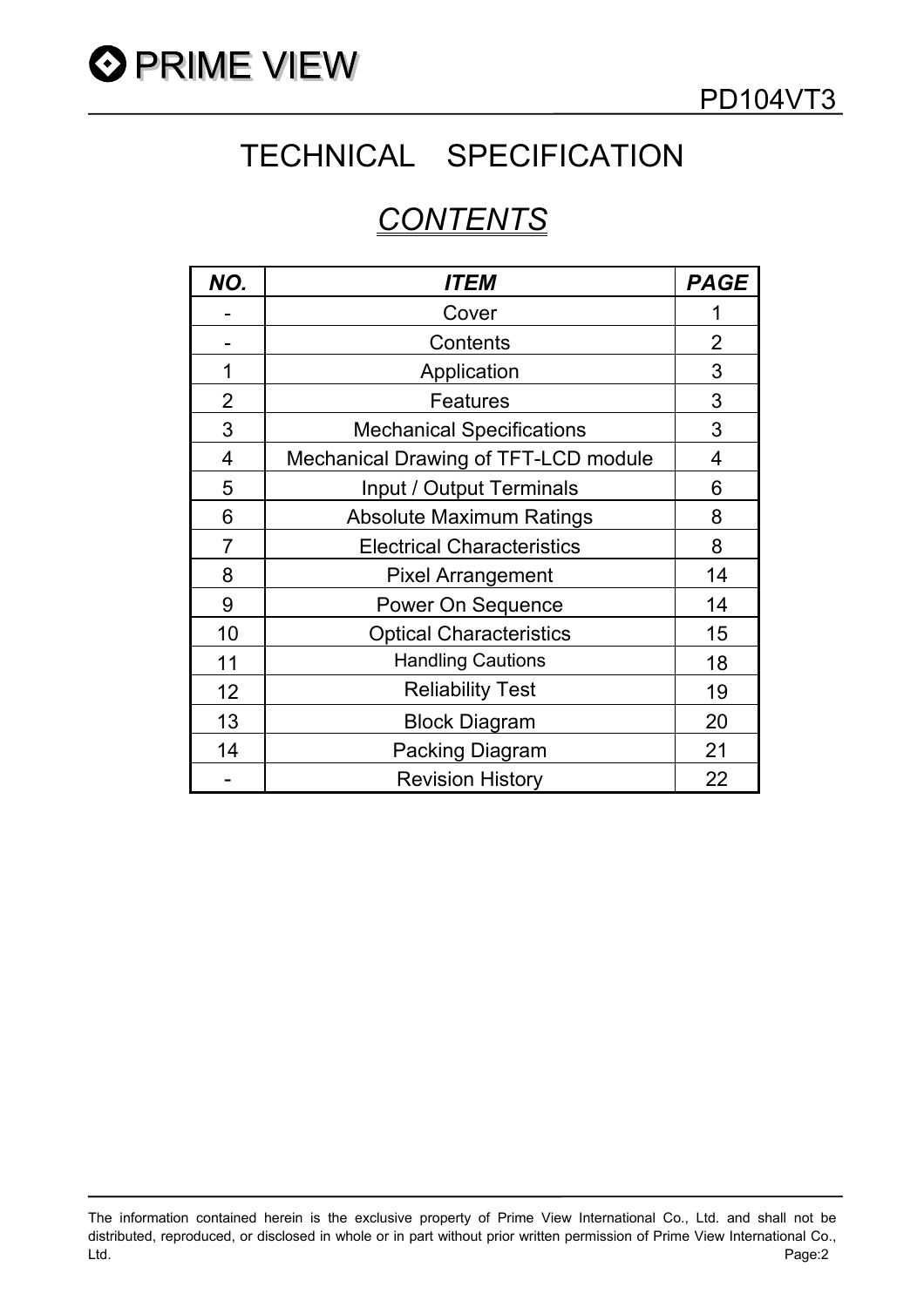# TECHNICAL SPECIFICATION

## *CONTENTS*

| ***NO.*** | ***ITEM*** | ***PAGE*** |
|---|---|---|
| - | Cover | 1 |
| - | Contents | 2 |
| 1 | Application | 3 |
| 2 | Features | 3 |
| 3 | Mechanical Specifications | 3 |
| 4 | Mechanical Drawing of TFT-LCD module | 4 |
| 5 | Input / Output Terminals | 6 |
| 6 | Absolute Maximum Ratings | 8 |
| 7 | Electrical Characteristics | 8 |
| 8 | Pixel Arrangement | 14 |
| 9 | Power On Sequence | 14 |
| 10 | Optical Characteristics | 15 |
| 11 | Handling Cautions | 18 |
| 12 | Reliability Test | 19 |
| 13 | Block Diagram | 20 |
| 14 | Packing Diagram | 21 |
| - | Revision History | 22 |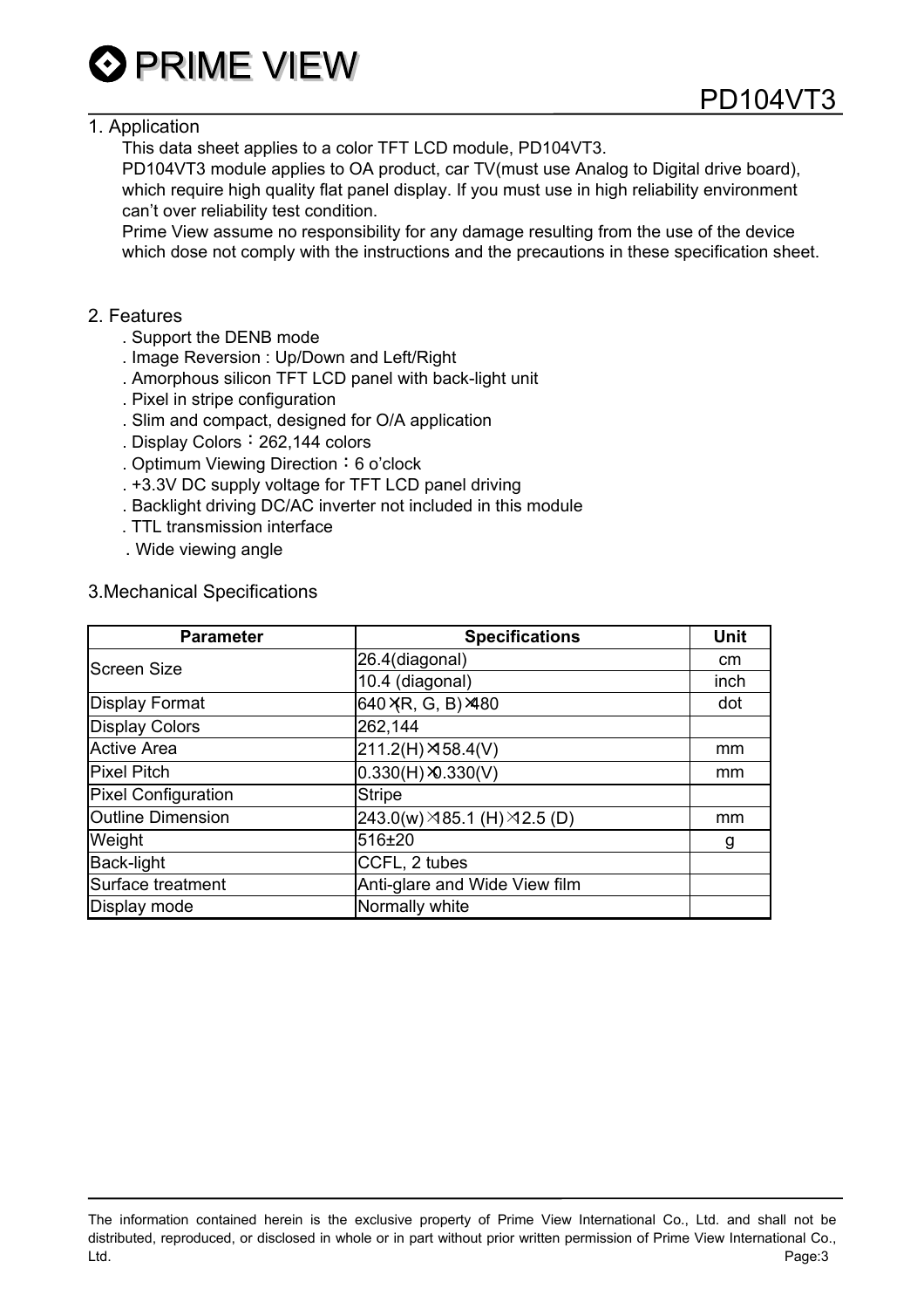## 1. Application

This data sheet applies to a color TFT LCD module, PD104VT3.
PD104VT3 module applies to OA product, car TV(must use Analog to Digital drive board), which require high quality flat panel display. If you must use in high reliability environment can't over reliability test condition.
Prime View assume no responsibility for any damage resulting from the use of the device which dose not comply with the instructions and the precautions in these specification sheet.

## 2. Features

. Support the DENB mode
. Image Reversion : Up/Down and Left/Right
. Amorphous silicon TFT LCD panel with back-light unit
. Pixel in stripe configuration
. Slim and compact, designed for O/A application
. Display Colors：262,144 colors
. Optimum Viewing Direction：6 o'clock
. +3.3V DC supply voltage for TFT LCD panel driving
. Backlight driving DC/AC inverter not included in this module
. TTL transmission interface
. Wide viewing angle

## 3.Mechanical Specifications

| Parameter | Specifications | Unit |
|---|---|---|
| Screen Size | 26.4(diagonal) | cm |
| | 10.4 (diagonal) | inch |
| Display Format | 640×(R, G, B)×480 | dot |
| Display Colors | 262,144 | |
| Active Area | 211.2(H)×158.4(V) | mm |
| Pixel Pitch | 0.330(H)×0.330(V) | mm |
| Pixel Configuration | Stripe | |
| Outline Dimension | 243.0(w)×185.1 (H)×12.5 (D) | mm |
| Weight | 516±20 | g |
| Back-light | CCFL, 2 tubes | |
| Surface treatment | Anti-glare and Wide View film | |
| Display mode | Normally white | |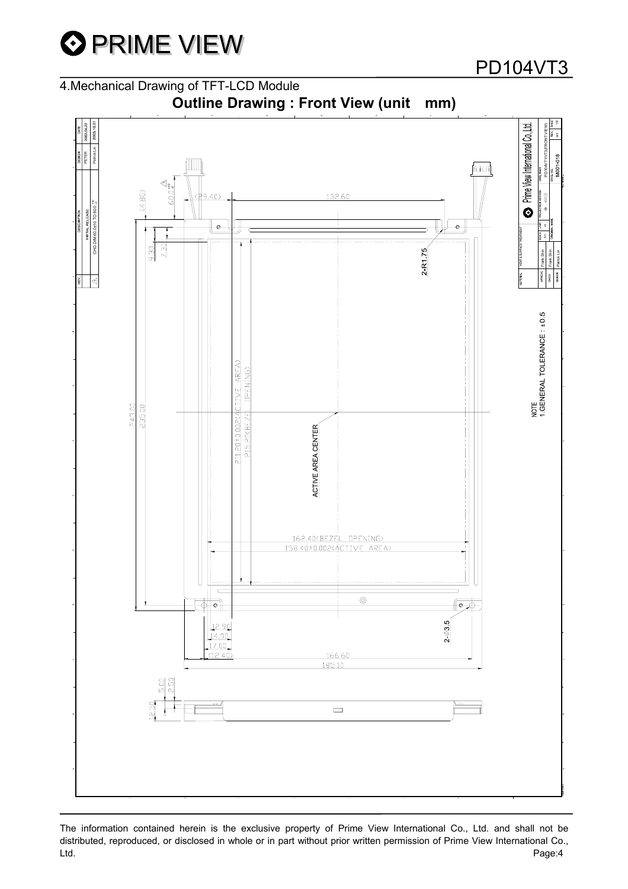## 4.Mechanical Drawing of TFT-LCD Module

**Outline Drawing : Front View (unit　mm)**

| REV. | DESCRIPTION | DESIGN | DATE |
|---|---|---|---|
|  | INITIAL RELEASE | PETER | 2002.04.22 |
| 1 | CHG DIM.60.0±10 TO 60.0 +10/-0 | Patrick.Lin | 2003.10.31 |

(29.40)

132.60

60.0 +10/-0

(4.80)

9.30

7.30

2-R1.75

243.00

235.00

211.20±0.002(ACTIVE AREA)

215.20(BEZEL OPENING)

ACTIVE AREA CENTER

162.40(BEZEL OPENING)

158.40±0.002(ACTIVE AREA)

2-φ3.5

12.90

14.90

17.00

(12.40)

166.60

185.10

5.00

2.50

12.50

NOTE
1.GENERAL TOLERANCE : ±0.5

Prime View International Co.,Ltd.

PD104VT3(FRONT VIEW)

M001-018

APPROVE: Frank Shin

CHECK: Frank Shin

DRAWN: Patrick.Lin

The information contained herein is the exclusive property of Prime View International Co., Ltd. and shall not be distributed, reproduced, or disclosed in whole or in part without prior written permission of Prime View International Co., Ltd.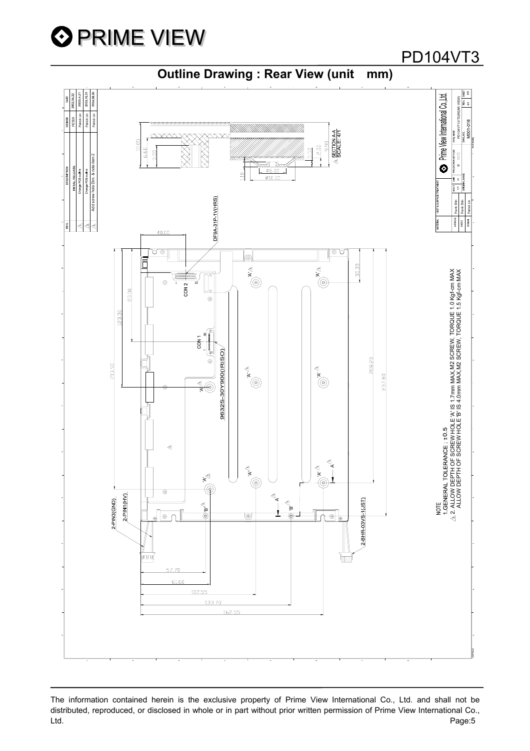PD104VT3

## Outline Drawing : Rear View (unit mm)

NOTE
1.GENERAL TOLERANCE : ±0.5
2. ALLOW DEPTH OF SCREW HOLE 'A' IS 1.7mm MAX,M2 SCREW, TORQUE 1.0 Kgf-cm MAX
ALLOW DEPTH OF SCREW HOLE 'B' IS 4.0mm MAX,M2 SCREW, TORQUE 1.5 Kgf-cm MAX

| REV. | DESCRIPTION | DESIGN | DATE |
|---|---|---|---|
| | INITIAL RELEASE | PETER | 2002.04.22 |
| 1 | Change PCB outline | Patrick Lin | 2003.4.21 |
| 2 | Change PCB outline | Patrick Lin | 2003.10.31 |
| 3 | Add screw hole Dim. & note item 2 | Patrick Lin | 2004.08.30 |

Prime View International Co.,Ltd.
DWG NAME: PD104VT1/VT3(REAR VIEW)
DWG NO.: M001-018
APPROVE: Frank Shin
CHECK: Frank Shin
DESIGN: Patrick Lin
SCALE: 1/1
UNIT: mm

The information contained herein is the exclusive property of Prime View International Co., Ltd. and shall not be distributed, reproduced, or disclosed in whole or in part without prior written permission of Prime View International Co., Ltd.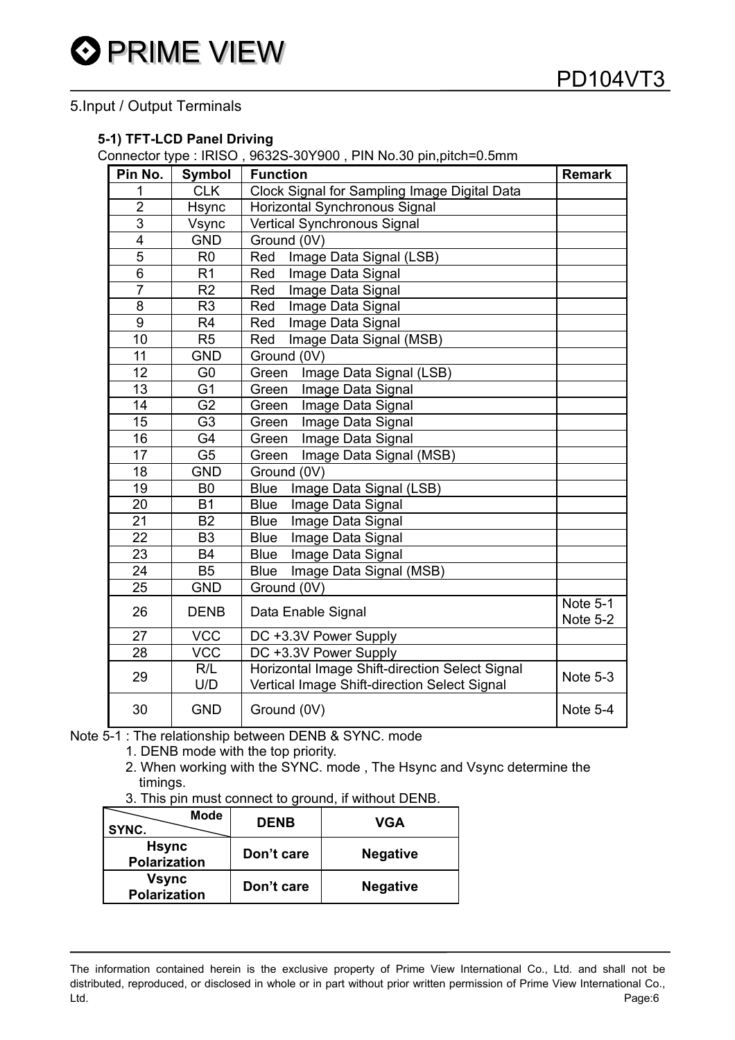## 5.Input / Output Terminals

### 5-1) TFT-LCD Panel Driving

Connector type : IRISO , 9632S-30Y900 , PIN No.30 pin,pitch=0.5mm

| Pin No. | Symbol | Function | Remark |
|---|---|---|---|
| 1 | CLK | Clock Signal for Sampling Image Digital Data | |
| 2 | Hsync | Horizontal Synchronous Signal | |
| 3 | Vsync | Vertical Synchronous Signal | |
| 4 | GND | Ground (0V) | |
| 5 | R0 | Red Image Data Signal (LSB) | |
| 6 | R1 | Red Image Data Signal | |
| 7 | R2 | Red Image Data Signal | |
| 8 | R3 | Red Image Data Signal | |
| 9 | R4 | Red Image Data Signal | |
| 10 | R5 | Red Image Data Signal (MSB) | |
| 11 | GND | Ground (0V) | |
| 12 | G0 | Green Image Data Signal (LSB) | |
| 13 | G1 | Green Image Data Signal | |
| 14 | G2 | Green Image Data Signal | |
| 15 | G3 | Green Image Data Signal | |
| 16 | G4 | Green Image Data Signal | |
| 17 | G5 | Green Image Data Signal (MSB) | |
| 18 | GND | Ground (0V) | |
| 19 | B0 | Blue Image Data Signal (LSB) | |
| 20 | B1 | Blue Image Data Signal | |
| 21 | B2 | Blue Image Data Signal | |
| 22 | B3 | Blue Image Data Signal | |
| 23 | B4 | Blue Image Data Signal | |
| 24 | B5 | Blue Image Data Signal (MSB) | |
| 25 | GND | Ground (0V) | |
| 26 | DENB | Data Enable Signal | Note 5-1<br>Note 5-2 |
| 27 | VCC | DC +3.3V Power Supply | |
| 28 | VCC | DC +3.3V Power Supply | |
| 29 | R/L<br>U/D | Horizontal Image Shift-direction Select Signal<br>Vertical Image Shift-direction Select Signal | Note 5-3 |
| 30 | GND | Ground (0V) | Note 5-4 |

Note 5-1 : The relationship between DENB & SYNC. mode

1. DENB mode with the top priority.
2. When working with the SYNC. mode , The Hsync and Vsync determine the timings.
3. This pin must connect to ground, if without DENB.

| Mode / SYNC. | DENB | VGA |
|---|---|---|
| Hsync Polarization | Don't care | Negative |
| Vsync Polarization | Don't care | Negative |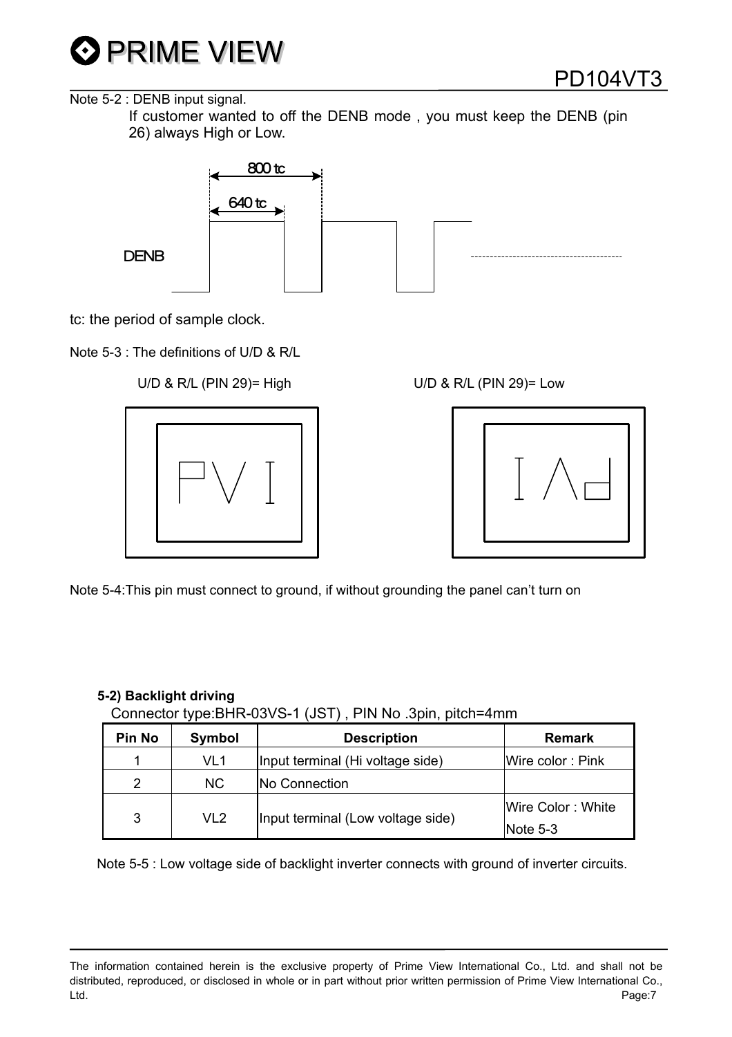Note 5-2 : DENB input signal.

If customer wanted to off the DENB mode , you must keep the DENB (pin 26) always High or Low.

tc: the period of sample clock.

Note 5-3 : The definitions of U/D & R/L

U/D & R/L (PIN 29)= High

U/D & R/L (PIN 29)= Low

Note 5-4:This pin must connect to ground, if without grounding the panel can't turn on

**5-2) Backlight driving**

Connector type:BHR-03VS-1 (JST) , PIN No .3pin, pitch=4mm

| Pin No | Symbol | Description | Remark |
|---|---|---|---|
| 1 | VL1 | Input terminal (Hi voltage side) | Wire color : Pink |
| 2 | NC | No Connection | |
| 3 | VL2 | Input terminal (Low voltage side) | Wire Color : White<br>Note 5-3 |

Note 5-5 : Low voltage side of backlight inverter connects with ground of inverter circuits.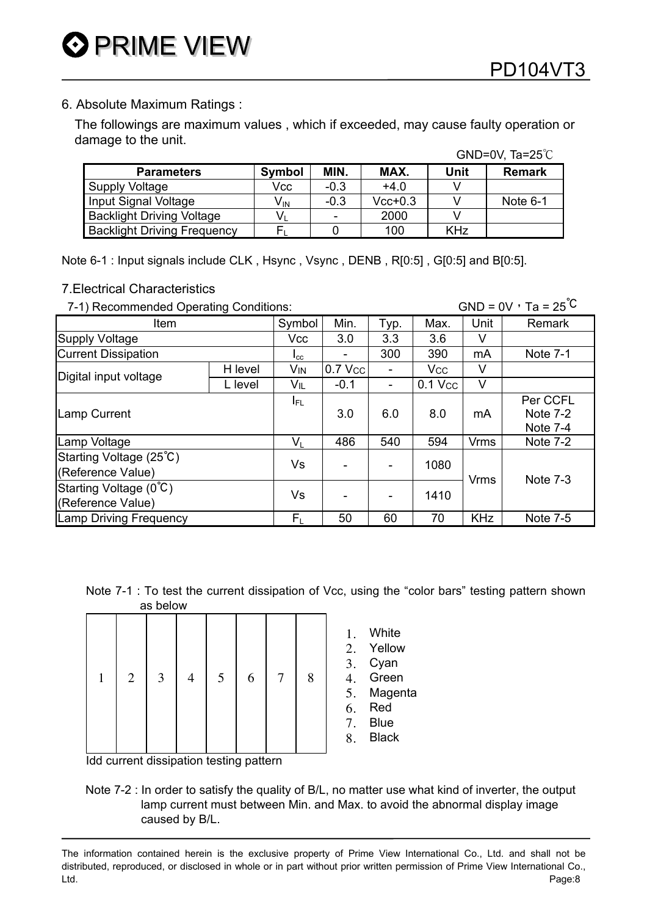## 6. Absolute Maximum Ratings :

The followings are maximum values , which if exceeded, may cause faulty operation or damage to the unit.

GND=0V, Ta=25℃

| Parameters | Symbol | MIN. | MAX. | Unit | Remark |
|---|---|---|---|---|---|
| Supply Voltage | Vcc | -0.3 | +4.0 | V | |
| Input Signal Voltage | $V_{IN}$ | -0.3 | Vcc+0.3 | V | Note 6-1 |
| Backlight Driving Voltage | $V_L$ | - | 2000 | V | |
| Backlight Driving Frequency | $F_L$ | 0 | 100 | KHz | |

Note 6-1 : Input signals include CLK , Hsync , Vsync , DENB , R[0:5] , G[0:5] and B[0:5].

## 7.Electrical Characteristics

7-1) Recommended Operating Conditions:

GND = 0V，Ta = 25℃

| Item | | Symbol | Min. | Typ. | Max. | Unit | Remark |
|---|---|---|---|---|---|---|---|
| Supply Voltage | | Vcc | 3.0 | 3.3 | 3.6 | V | |
| Current Dissipation | | $I_{cc}$ | - | 300 | 390 | mA | Note 7-1 |
| Digital input voltage | H level | $V_{IN}$ | 0.7 $V_{CC}$ | - | $V_{CC}$ | V | |
| | L level | $V_{IL}$ | -0.1 | - | 0.1 $V_{CC}$ | V | |
| Lamp Current | | $I_{FL}$ | 3.0 | 6.0 | 8.0 | mA | Per CCFL Note 7-2 Note 7-4 |
| Lamp Voltage | | $V_L$ | 486 | 540 | 594 | Vrms | Note 7-2 |
| Starting Voltage (25℃) (Reference Value) | | Vs | - | - | 1080 | Vrms | Note 7-3 |
| Starting Voltage (0℃) (Reference Value) | | Vs | - | - | 1410 | Vrms | Note 7-3 |
| Lamp Driving Frequency | | $F_L$ | 50 | 60 | 70 | KHz | Note 7-5 |

Note 7-1 : To test the current dissipation of Vcc, using the “color bars” testing pattern shown as below

| 1 | 2 | 3 | 4 | 5 | 6 | 7 | 8 |
|---|---|---|---|---|---|---|---|

1. White
2. Yellow
3. Cyan
4. Green
5. Magenta
6. Red
7. Blue
8. Black

Idd current dissipation testing pattern

Note 7-2 : In order to satisfy the quality of B/L, no matter use what kind of inverter, the output lamp current must between Min. and Max. to avoid the abnormal display image caused by B/L.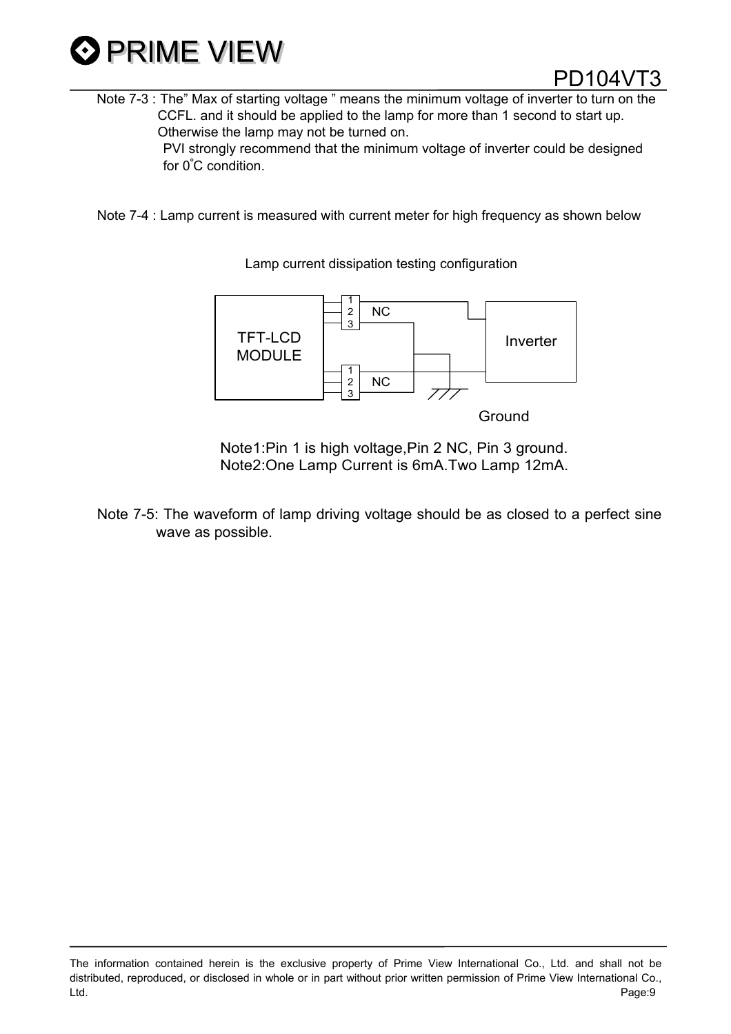Note 7-3 : The" Max of starting voltage " means the minimum voltage of inverter to turn on the CCFL. and it should be applied to the lamp for more than 1 second to start up. Otherwise the lamp may not be turned on.
PVI strongly recommend that the minimum voltage of inverter could be designed for 0°C condition.

Note 7-4 : Lamp current is measured with current meter for high frequency as shown below

Lamp current dissipation testing configuration

TFT-LCD MODULE

1
2 NC
3

1
2 NC
3

Inverter

Ground

Note1:Pin 1 is high voltage,Pin 2 NC, Pin 3 ground.
Note2:One Lamp Current is 6mA.Two Lamp 12mA.

Note 7-5: The waveform of lamp driving voltage should be as closed to a perfect sine wave as possible.

The information contained herein is the exclusive property of Prime View International Co., Ltd. and shall not be distributed, reproduced, or disclosed in whole or in part without prior written permission of Prime View International Co., Ltd.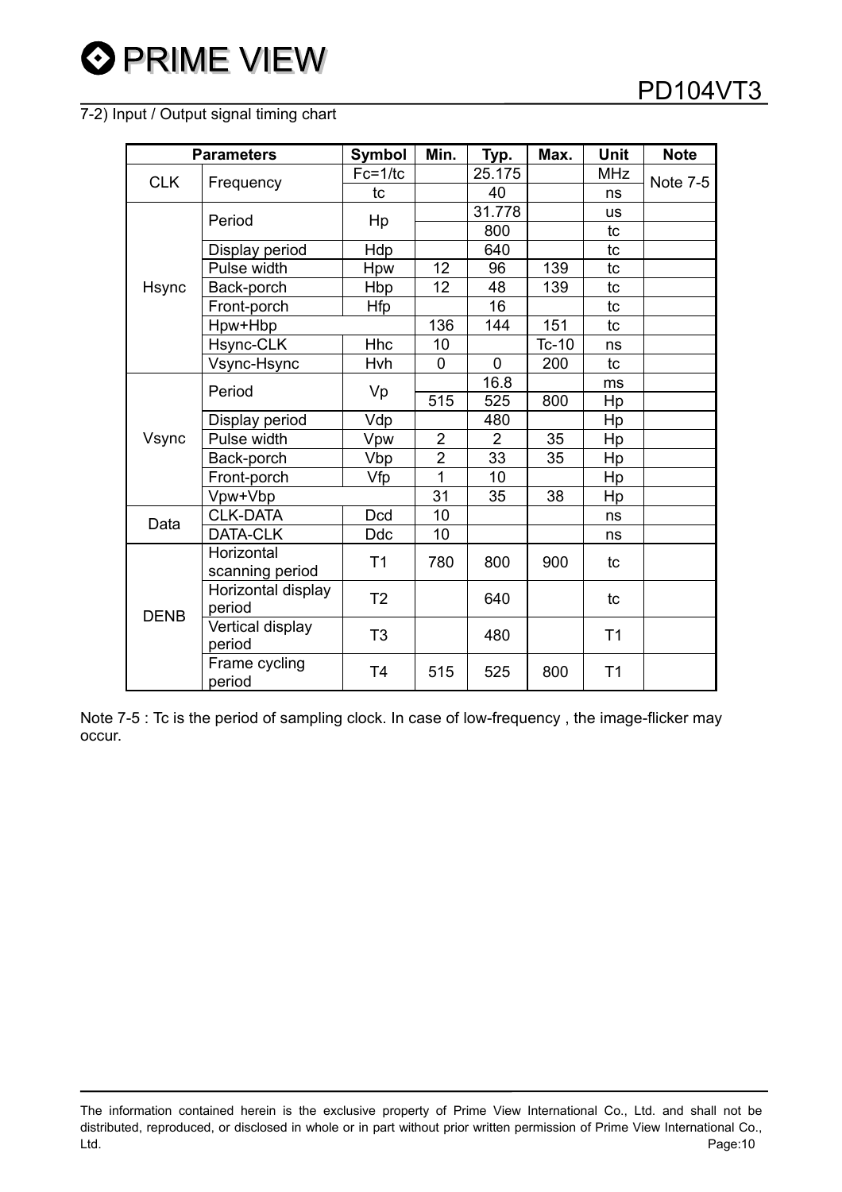7-2) Input / Output signal timing chart

| Parameters | | Symbol | Min. | Typ. | Max. | Unit | Note |
|---|---|---|---|---|---|---|---|
| CLK | Frequency | Fc=1/tc | | 25.175 | | MHz | Note 7-5 |
| | | tc | | 40 | | ns | |
| Hsync | Period | Hp | | 31.778 | | us | |
| | | | | 800 | | tc | |
| | Display period | Hdp | | 640 | | tc | |
| | Pulse width | Hpw | 12 | 96 | 139 | tc | |
| | Back-porch | Hbp | 12 | 48 | 139 | tc | |
| | Front-porch | Hfp | | 16 | | tc | |
| | Hpw+Hbp | | 136 | 144 | 151 | tc | |
| | Hsync-CLK | Hhc | 10 | | Tc-10 | ns | |
| | Vsync-Hsync | Hvh | 0 | 0 | 200 | tc | |
| Vsync | Period | Vp | | 16.8 | | ms | |
| | | | 515 | 525 | 800 | Hp | |
| | Display period | Vdp | | 480 | | Hp | |
| | Pulse width | Vpw | 2 | 2 | 35 | Hp | |
| | Back-porch | Vbp | 2 | 33 | 35 | Hp | |
| | Front-porch | Vfp | 1 | 10 | | Hp | |
| | Vpw+Vbp | | 31 | 35 | 38 | Hp | |
| Data | CLK-DATA | Dcd | 10 | | | ns | |
| | DATA-CLK | Ddc | 10 | | | ns | |
| DENB | Horizontal scanning period | T1 | 780 | 800 | 900 | tc | |
| | Horizontal display period | T2 | | 640 | | tc | |
| | Vertical display period | T3 | | 480 | | T1 | |
| | Frame cycling period | T4 | 515 | 525 | 800 | T1 | |

Note 7-5 : Tc is the period of sampling clock. In case of low-frequency , the image-flicker may occur.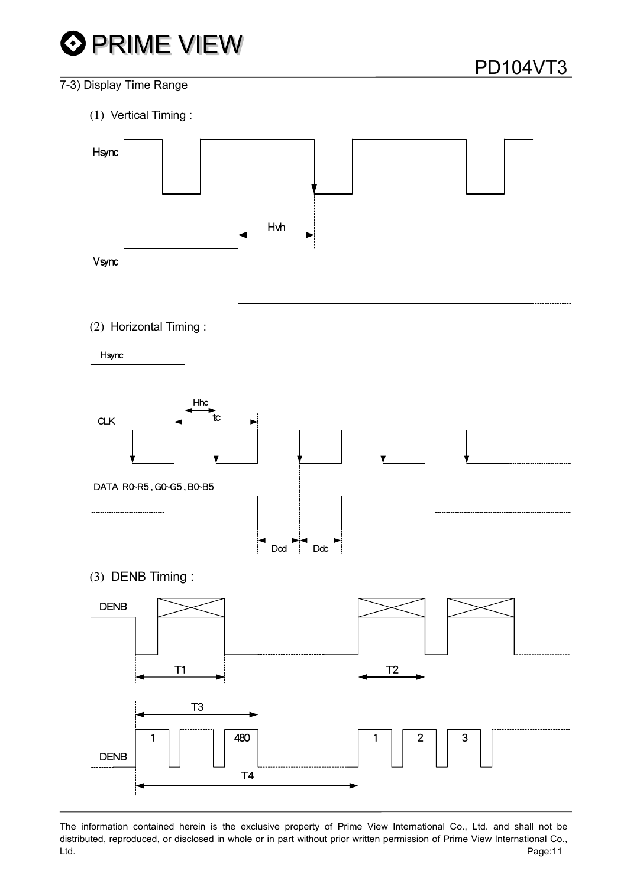7-3) Display Time Range

(1) Vertical Timing :

Hsync

Hvh

Vsync

(2) Horizontal Timing :

Hsync

Hhc

tc

CLK

DATA R0~R5 , G0~G5 , B0~B5

Dcd Ddc

(3) DENB Timing :

DENB

T1

T2

T3

1 480 1 2 3

DENB

T4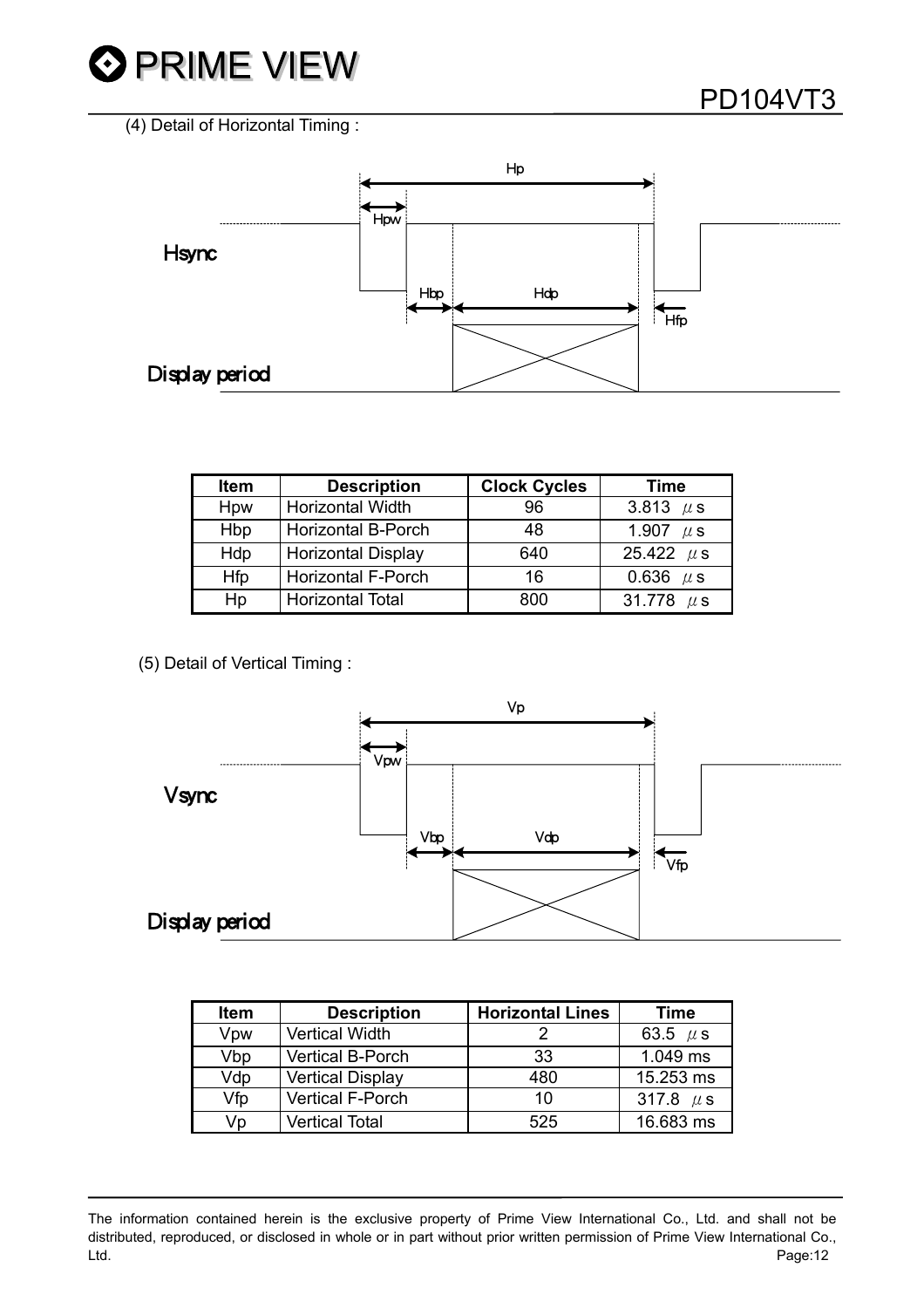(4) Detail of Horizontal Timing :

| Item | Description | Clock Cycles | Time |
|---|---|---|---|
| Hpw | Horizontal Width | 96 | 3.813 μs |
| Hbp | Horizontal B-Porch | 48 | 1.907 μs |
| Hdp | Horizontal Display | 640 | 25.422 μs |
| Hfp | Horizontal F-Porch | 16 | 0.636 μs |
| Hp | Horizontal Total | 800 | 31.778 μs |

(5) Detail of Vertical Timing :

| Item | Description | Horizontal Lines | Time |
|---|---|---|---|
| Vpw | Vertical Width | 2 | 63.5 μs |
| Vbp | Vertical B-Porch | 33 | 1.049 ms |
| Vdp | Vertical Display | 480 | 15.253 ms |
| Vfp | Vertical F-Porch | 10 | 317.8 μs |
| Vp | Vertical Total | 525 | 16.683 ms |

The information contained herein is the exclusive property of Prime View International Co., Ltd. and shall not be distributed, reproduced, or disclosed in whole or in part without prior written permission of Prime View International Co., Ltd.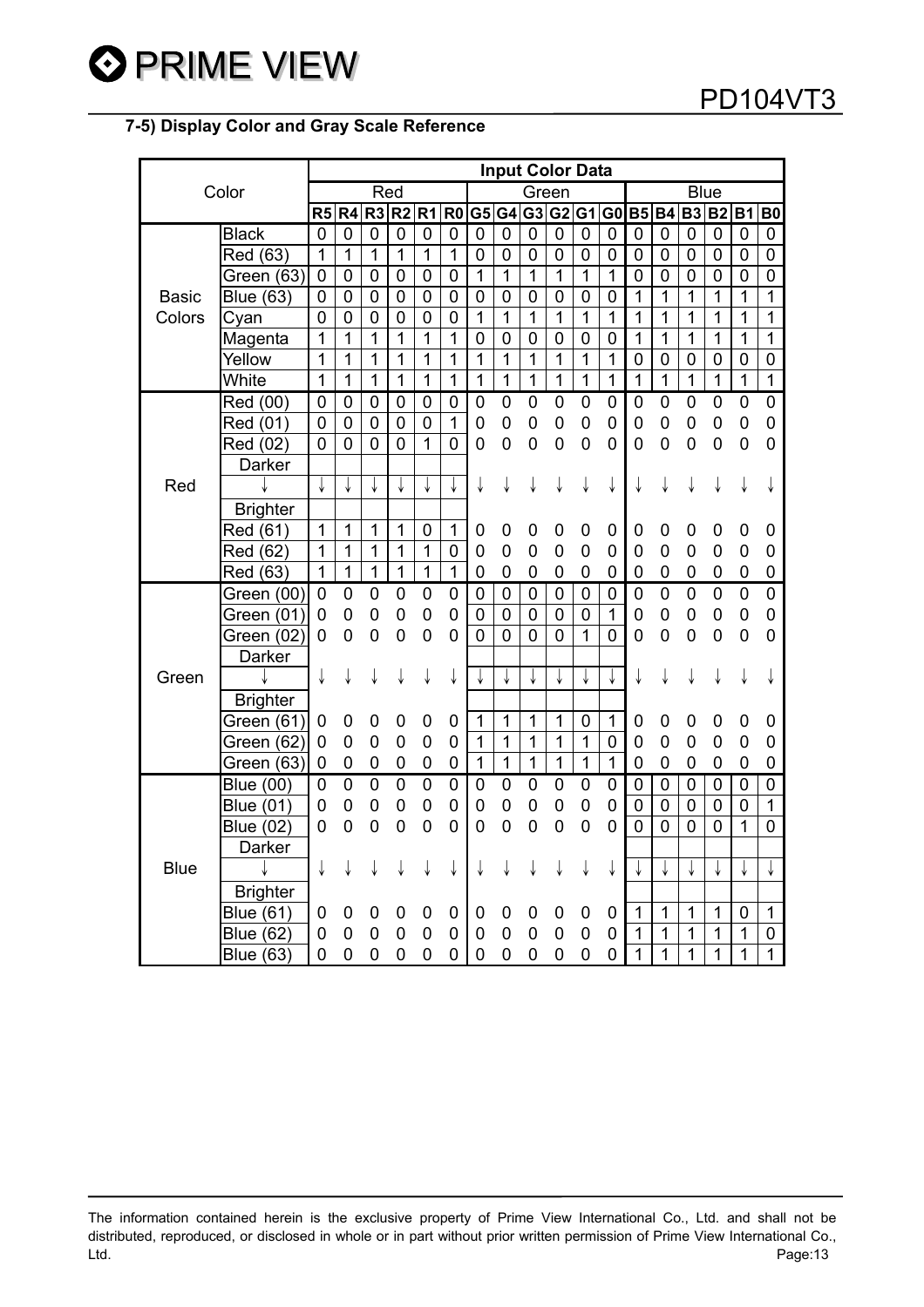### 7-5) Display Color and Gray Scale Reference

| Color | | Input Color Data | | | | | | | | | | | | | | | | | |
|---|---|---|---|---|---|---|---|---|---|---|---|---|---|---|---|---|---|---|---|
| | | Red | | | | | | Green | | | | | | Blue | | | | | |
| | | R5 | R4 | R3 | R2 | R1 | R0 | G5 | G4 | G3 | G2 | G1 | G0 | B5 | B4 | B3 | B2 | B1 | B0 |
| Basic Colors | Black | 0 | 0 | 0 | 0 | 0 | 0 | 0 | 0 | 0 | 0 | 0 | 0 | 0 | 0 | 0 | 0 | 0 | 0 |
| | Red (63) | 1 | 1 | 1 | 1 | 1 | 1 | 0 | 0 | 0 | 0 | 0 | 0 | 0 | 0 | 0 | 0 | 0 | 0 |
| | Green (63) | 0 | 0 | 0 | 0 | 0 | 0 | 1 | 1 | 1 | 1 | 1 | 1 | 0 | 0 | 0 | 0 | 0 | 0 |
| | Blue (63) | 0 | 0 | 0 | 0 | 0 | 0 | 0 | 0 | 0 | 0 | 0 | 0 | 1 | 1 | 1 | 1 | 1 | 1 |
| | Cyan | 0 | 0 | 0 | 0 | 0 | 0 | 1 | 1 | 1 | 1 | 1 | 1 | 1 | 1 | 1 | 1 | 1 | 1 |
| | Magenta | 1 | 1 | 1 | 1 | 1 | 1 | 0 | 0 | 0 | 0 | 0 | 0 | 1 | 1 | 1 | 1 | 1 | 1 |
| | Yellow | 1 | 1 | 1 | 1 | 1 | 1 | 1 | 1 | 1 | 1 | 1 | 1 | 0 | 0 | 0 | 0 | 0 | 0 |
| | White | 1 | 1 | 1 | 1 | 1 | 1 | 1 | 1 | 1 | 1 | 1 | 1 | 1 | 1 | 1 | 1 | 1 | 1 |
| Red | Red (00) | 0 | 0 | 0 | 0 | 0 | 0 | 0 | 0 | 0 | 0 | 0 | 0 | 0 | 0 | 0 | 0 | 0 | 0 |
| | Red (01) | 0 | 0 | 0 | 0 | 0 | 1 | 0 | 0 | 0 | 0 | 0 | 0 | 0 | 0 | 0 | 0 | 0 | 0 |
| | Red (02) | 0 | 0 | 0 | 0 | 1 | 0 | 0 | 0 | 0 | 0 | 0 | 0 | 0 | 0 | 0 | 0 | 0 | 0 |
| | Darker | | | | | | | | | | | | | | | | | | |
| | ↓ | ↓ | ↓ | ↓ | ↓ | ↓ | ↓ | ↓ | ↓ | ↓ | ↓ | ↓ | ↓ | ↓ | ↓ | ↓ | ↓ | ↓ | ↓ |
| | Brighter | | | | | | | | | | | | | | | | | | |
| | Red (61) | 1 | 1 | 1 | 1 | 0 | 1 | 0 | 0 | 0 | 0 | 0 | 0 | 0 | 0 | 0 | 0 | 0 | 0 |
| | Red (62) | 1 | 1 | 1 | 1 | 1 | 0 | 0 | 0 | 0 | 0 | 0 | 0 | 0 | 0 | 0 | 0 | 0 | 0 |
| | Red (63) | 1 | 1 | 1 | 1 | 1 | 1 | 0 | 0 | 0 | 0 | 0 | 0 | 0 | 0 | 0 | 0 | 0 | 0 |
| Green | Green (00) | 0 | 0 | 0 | 0 | 0 | 0 | 0 | 0 | 0 | 0 | 0 | 0 | 0 | 0 | 0 | 0 | 0 | 0 |
| | Green (01) | 0 | 0 | 0 | 0 | 0 | 0 | 0 | 0 | 0 | 0 | 0 | 1 | 0 | 0 | 0 | 0 | 0 | 0 |
| | Green (02) | 0 | 0 | 0 | 0 | 0 | 0 | 0 | 0 | 0 | 0 | 1 | 0 | 0 | 0 | 0 | 0 | 0 | 0 |
| | Darker | | | | | | | | | | | | | | | | | | |
| | ↓ | ↓ | ↓ | ↓ | ↓ | ↓ | ↓ | ↓ | ↓ | ↓ | ↓ | ↓ | ↓ | ↓ | ↓ | ↓ | ↓ | ↓ | ↓ |
| | Brighter | | | | | | | | | | | | | | | | | | |
| | Green (61) | 0 | 0 | 0 | 0 | 0 | 0 | 1 | 1 | 1 | 1 | 0 | 1 | 0 | 0 | 0 | 0 | 0 | 0 |
| | Green (62) | 0 | 0 | 0 | 0 | 0 | 0 | 1 | 1 | 1 | 1 | 1 | 0 | 0 | 0 | 0 | 0 | 0 | 0 |
| | Green (63) | 0 | 0 | 0 | 0 | 0 | 0 | 1 | 1 | 1 | 1 | 1 | 1 | 0 | 0 | 0 | 0 | 0 | 0 |
| Blue | Blue (00) | 0 | 0 | 0 | 0 | 0 | 0 | 0 | 0 | 0 | 0 | 0 | 0 | 0 | 0 | 0 | 0 | 0 | 0 |
| | Blue (01) | 0 | 0 | 0 | 0 | 0 | 0 | 0 | 0 | 0 | 0 | 0 | 0 | 0 | 0 | 0 | 0 | 0 | 1 |
| | Blue (02) | 0 | 0 | 0 | 0 | 0 | 0 | 0 | 0 | 0 | 0 | 0 | 0 | 0 | 0 | 0 | 0 | 1 | 0 |
| | Darker | | | | | | | | | | | | | | | | | | |
| | ↓ | ↓ | ↓ | ↓ | ↓ | ↓ | ↓ | ↓ | ↓ | ↓ | ↓ | ↓ | ↓ | ↓ | ↓ | ↓ | ↓ | ↓ | ↓ |
| | Brighter | | | | | | | | | | | | | | | | | | |
| | Blue (61) | 0 | 0 | 0 | 0 | 0 | 0 | 0 | 0 | 0 | 0 | 0 | 0 | 1 | 1 | 1 | 1 | 0 | 1 |
| | Blue (62) | 0 | 0 | 0 | 0 | 0 | 0 | 0 | 0 | 0 | 0 | 0 | 0 | 1 | 1 | 1 | 1 | 1 | 0 |
| | Blue (63) | 0 | 0 | 0 | 0 | 0 | 0 | 0 | 0 | 0 | 0 | 0 | 0 | 1 | 1 | 1 | 1 | 1 | 1 |

The information contained herein is the exclusive property of Prime View International Co., Ltd. and shall not be distributed, reproduced, or disclosed in whole or in part without prior written permission of Prime View International Co., Ltd.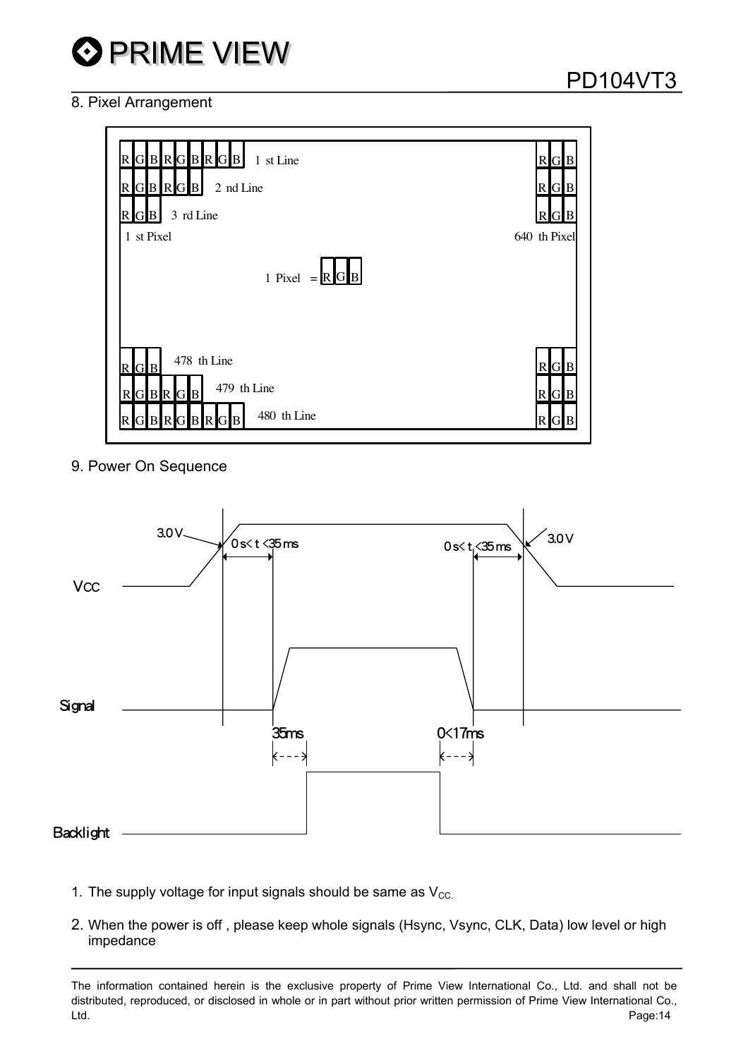## 8. Pixel Arrangement

| | | |
|---|---|---|
| R G B R G B R G B 1 st Line | | R G B |
| R G B R G B 2 nd Line | | R G B |
| R G B 3 rd Line | | R G B |
| 1 st Pixel | | 640 th Pixel |
| | 1 Pixel = R G B | |
| R G B 478 th Line | | R G B |
| R G B R G B 479 th Line | | R G B |
| R G B R G B R G B 480 th Line | | R G B |

## 9. Power On Sequence

Vcc: 3.0V, 0 s< t <35 ms ... 0 s< t <35 ms, 3.0V

Signal: 35ms, 0<17ms

Backlight

1. The supply voltage for input signals should be same as $V_{CC.}$
2. When the power is off , please keep whole signals (Hsync, Vsync, CLK, Data) low level or high impedance

The information contained herein is the exclusive property of Prime View International Co., Ltd. and shall not be distributed, reproduced, or disclosed in whole or in part without prior written permission of Prime View International Co., Ltd.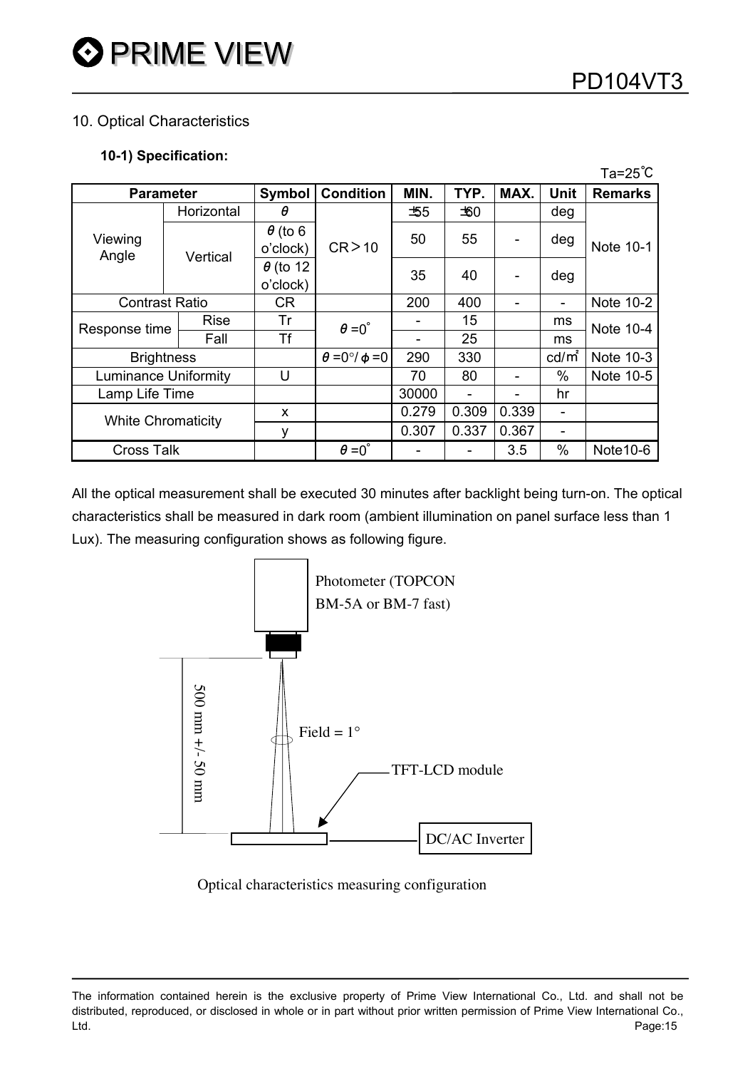## 10. Optical Characteristics

### 10-1) Specification:

Ta=25℃

| Parameter | | Symbol | Condition | MIN. | TYP. | MAX. | Unit | Remarks |
|---|---|---|---|---|---|---|---|---|
| Viewing Angle | Horizontal | θ | CR＞10 | ±55 | ±60 | | deg | Note 10-1 |
| | Vertical | θ (to 6 o'clock) | | 50 | 55 | - | deg | |
| | | θ (to 12 o'clock) | | 35 | 40 | - | deg | |
| Contrast Ratio | | CR | | 200 | 400 | - | - | Note 10-2 |
| Response time | Rise | Tr | θ =0° | - | 15 | | ms | Note 10-4 |
| | Fall | Tf | | - | 25 | | ms | |
| Brightness | | | θ =0°/ ϕ =0 | 290 | 330 | | cd/m² | Note 10-3 |
| Luminance Uniformity | | U | | 70 | 80 | - | % | Note 10-5 |
| Lamp Life Time | | | | 30000 | - | - | hr | |
| White Chromaticity | | x | | 0.279 | 0.309 | 0.339 | - | |
| | | y | | 0.307 | 0.337 | 0.367 | - | |
| Cross Talk | | | θ =0° | - | - | 3.5 | % | Note10-6 |

All the optical measurement shall be executed 30 minutes after backlight being turn-on. The optical characteristics shall be measured in dark room (ambient illumination on panel surface less than 1 Lux). The measuring configuration shows as following figure.

Photometer (TOPCON BM-5A or BM-7 fast)

500 mm +/- 50 mm

Field = 1°

TFT-LCD module

DC/AC Inverter

Optical characteristics measuring configuration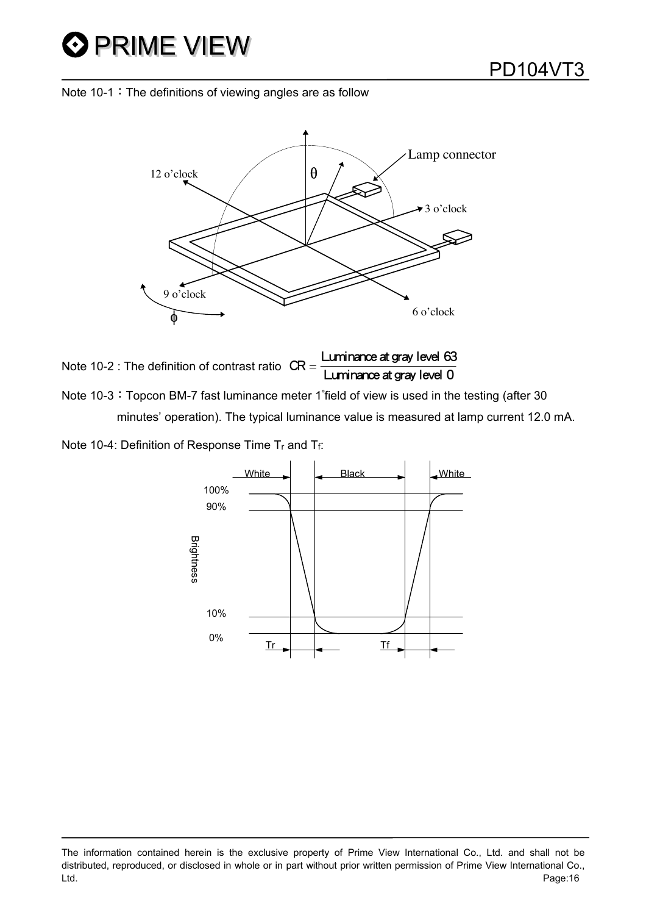Note 10-1：The definitions of viewing angles are as follow

Note 10-2 : The definition of contrast ratio $CR = \frac{\text{Luminance at gray level 63}}{\text{Luminance at gray level 0}}$

Note 10-3：Topcon BM-7 fast luminance meter 1°field of view is used in the testing (after 30 minutes' operation). The typical luminance value is measured at lamp current 12.0 mA.

Note 10-4: Definition of Response Time $T_r$ and $T_f$: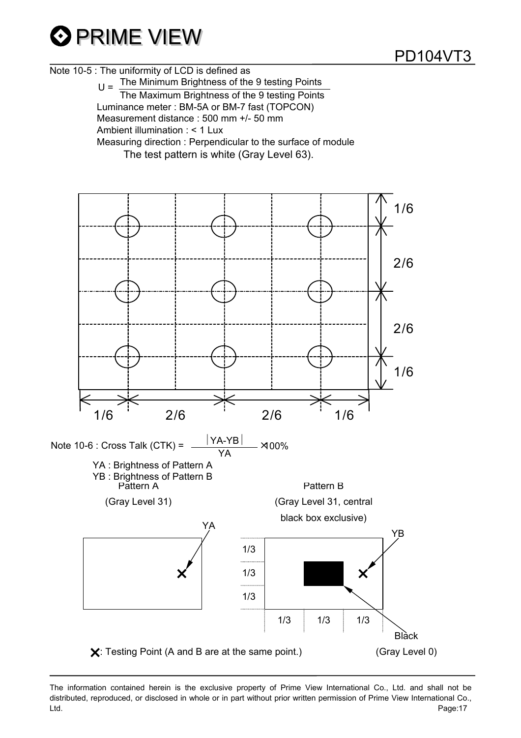Note 10-5 : The uniformity of LCD is defined as

$$U = \frac{\text{The Minimum Brightness of the 9 testing Points}}{\text{The Maximum Brightness of the 9 testing Points}}$$

Luminance meter : BM-5A or BM-7 fast (TOPCON)

Measurement distance : 500 mm +/- 50 mm

Ambient illumination : < 1 Lux

Measuring direction : Perpendicular to the surface of module

The test pattern is white (Gray Level 63).

1/6 2/6 2/6 1/6

1/6 2/6 2/6 1/6

Note 10-6 : Cross Talk (CTK) = $\frac{|YA-YB|}{YA} \times 100\%$

YA : Brightness of Pattern A

YB : Brightness of Pattern B

Pattern A (Gray Level 31)

Pattern B (Gray Level 31, central black box exclusive)

YA YB

1/3 1/3 1/3

1/3 1/3 1/3

Black (Gray Level 0)

×: Testing Point (A and B are at the same point.)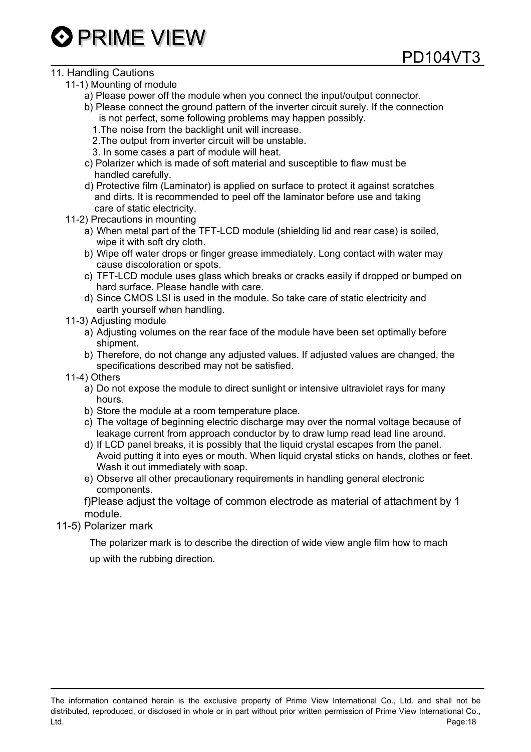## 11. Handling Cautions

### 11-1) Mounting of module

a) Please power off the module when you connect the input/output connector.

b) Please connect the ground pattern of the inverter circuit surely. If the connection is not perfect, some following problems may happen possibly.

1. The noise from the backlight unit will increase.
2. The output from inverter circuit will be unstable.
3. In some cases a part of module will heat.

c) Polarizer which is made of soft material and susceptible to flaw must be handled carefully.

d) Protective film (Laminator) is applied on surface to protect it against scratches and dirts. It is recommended to peel off the laminator before use and taking care of static electricity.

### 11-2) Precautions in mounting

a) When metal part of the TFT-LCD module (shielding lid and rear case) is soiled, wipe it with soft dry cloth.

b) Wipe off water drops or finger grease immediately. Long contact with water may cause discoloration or spots.

c) TFT-LCD module uses glass which breaks or cracks easily if dropped or bumped on hard surface. Please handle with care.

d) Since CMOS LSI is used in the module. So take care of static electricity and earth yourself when handling.

### 11-3) Adjusting module

a) Adjusting volumes on the rear face of the module have been set optimally before shipment.

b) Therefore, do not change any adjusted values. If adjusted values are changed, the specifications described may not be satisfied.

### 11-4) Others

a) Do not expose the module to direct sunlight or intensive ultraviolet rays for many hours.

b) Store the module at a room temperature place.

c) The voltage of beginning electric discharge may over the normal voltage because of leakage current from approach conductor by to draw lump read lead line around.

d) If LCD panel breaks, it is possibly that the liquid crystal escapes from the panel. Avoid putting it into eyes or mouth. When liquid crystal sticks on hands, clothes or feet. Wash it out immediately with soap.

e) Observe all other precautionary requirements in handling general electronic components.

f)Please adjust the voltage of common electrode as material of attachment by 1 module.

### 11-5) Polarizer mark

The polarizer mark is to describe the direction of wide view angle film how to mach up with the rubbing direction.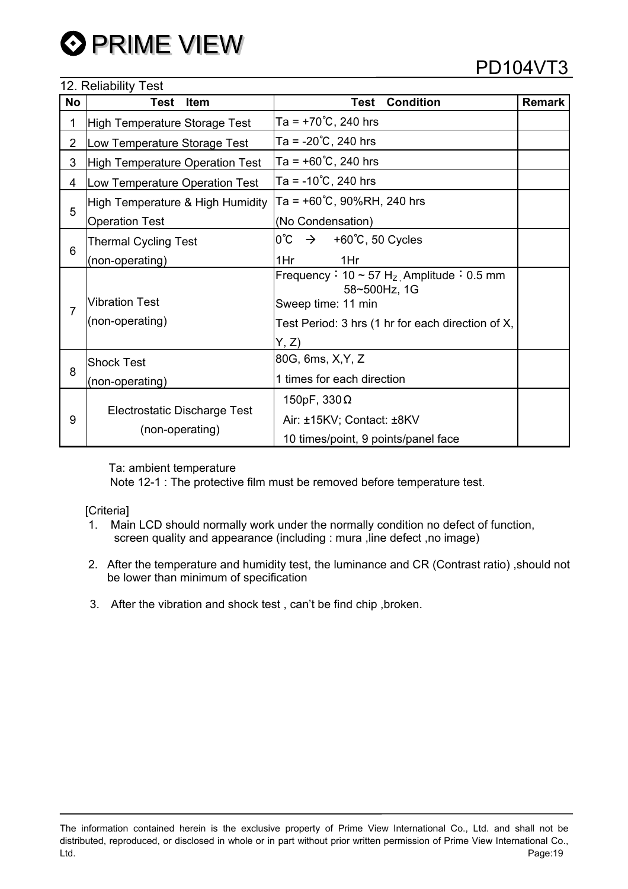## 12. Reliability Test

| No | Test Item | Test Condition | Remark |
|---|---|---|---|
| 1 | High Temperature Storage Test | Ta = +70℃, 240 hrs | |
| 2 | Low Temperature Storage Test | Ta = -20℃, 240 hrs | |
| 3 | High Temperature Operation Test | Ta = +60℃, 240 hrs | |
| 4 | Low Temperature Operation Test | Ta = -10℃, 240 hrs | |
| 5 | High Temperature & High Humidity Operation Test | Ta = +60℃, 90%RH, 240 hrs (No Condensation) | |
| 6 | Thermal Cycling Test (non-operating) | 0℃ → +60℃, 50 Cycles<br>1Hr 1Hr | |
| 7 | Vibration Test (non-operating) | Frequency：10 ~ 57 Hz, Amplitude：0.5 mm<br>58~500Hz, 1G<br>Sweep time: 11 min<br>Test Period: 3 hrs (1 hr for each direction of X, Y, Z) | |
| 8 | Shock Test (non-operating) | 80G, 6ms, X,Y, Z<br>1 times for each direction | |
| 9 | Electrostatic Discharge Test (non-operating) | 150pF, 330Ω<br>Air: ±15KV; Contact: ±8KV<br>10 times/point, 9 points/panel face | |

Ta: ambient temperature

Note 12-1 : The protective film must be removed before temperature test.

[Criteria]

1. Main LCD should normally work under the normally condition no defect of function, screen quality and appearance (including : mura ,line defect ,no image)

2. After the temperature and humidity test, the luminance and CR (Contrast ratio) ,should not be lower than minimum of specification

3. After the vibration and shock test , can't be find chip ,broken.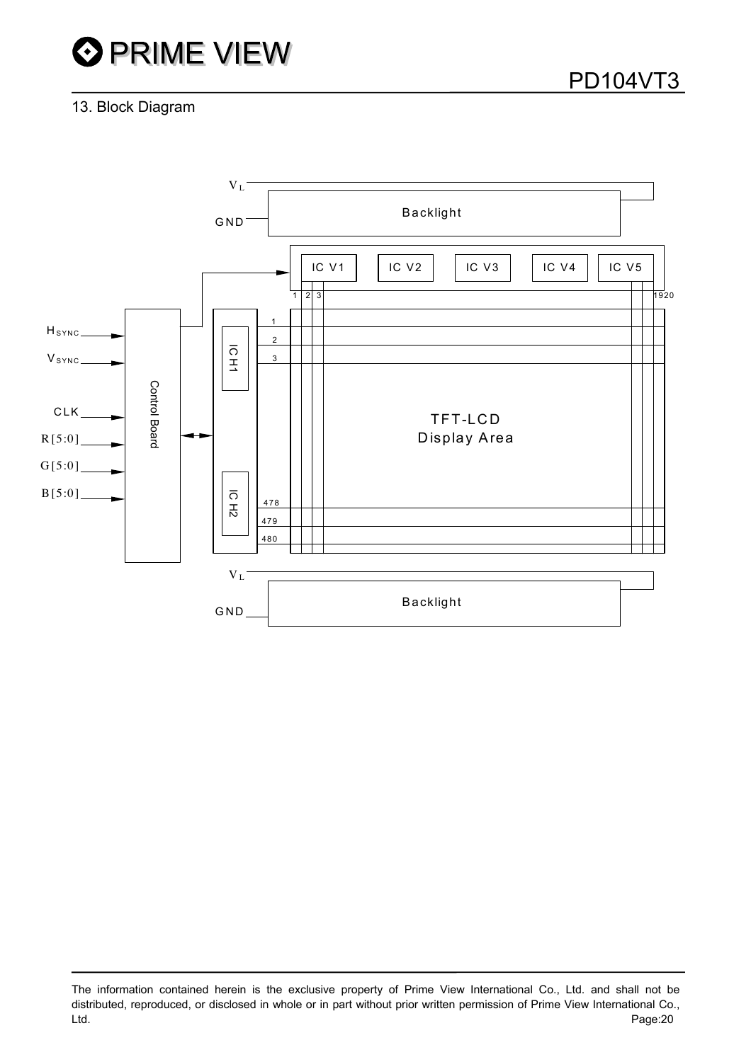## 13. Block Diagram

$V_L$

GND

Backlight

IC V1 IC V2 IC V3 IC V4 IC V5

1 2 3 1920

$H_{SYNC}$

$V_{SYNC}$

CLK

R[5:0]

G[5:0]

B[5:0]

Control Board

IC H1

IC H2

1
2
3

478
479
480

TFT-LCD
Display Area

$V_L$

GND

Backlight

The information contained herein is the exclusive property of Prime View International Co., Ltd. and shall not be distributed, reproduced, or disclosed in whole or in part without prior written permission of Prime View International Co., Ltd.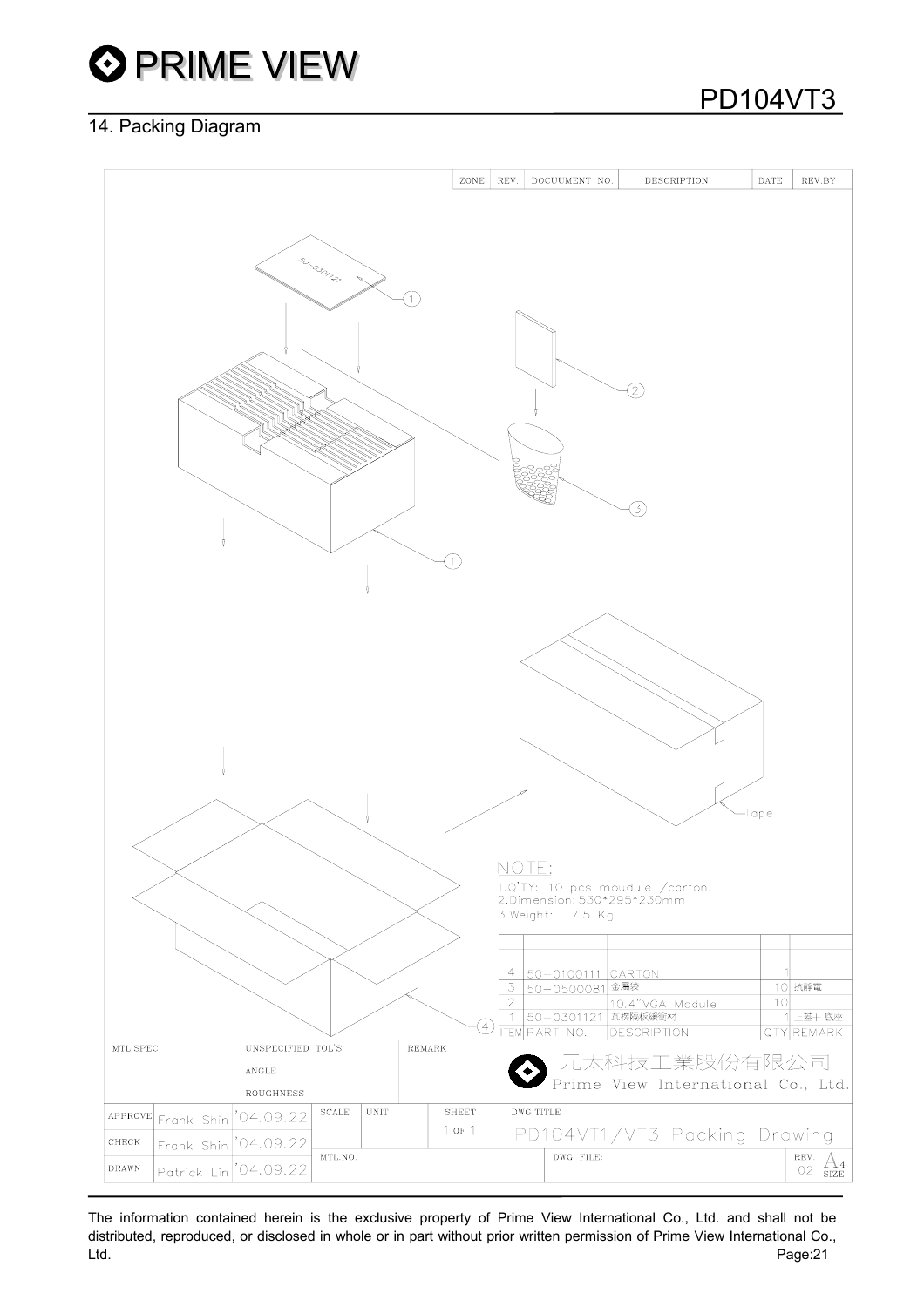## 14. Packing Diagram

| ZONE | REV. | DOCUUMENT NO. | DESCRIPTION | DATE | REV.BY |
|---|---|---|---|---|---|
| | | | | | |

50-0301121

Tape

NOTE:

1.Q'TY: 10 pcs moudule /carton.
2.Dimension: 530*295*230mm
3.Weight: 7.5 Kg

| ITEM | PART NO. | DESCRIPTION | QTY | REMARK |
|---|---|---|---|---|
| 4 | 50-0100111 | CARTON | 1 | |
| 3 | 50-0500081 | 金屬袋 | 10 | 抗靜電 |
| 2 | | 10.4"VGA Module | 10 | |
| 1 | 50-0301121 | 抗靜電緩衝材 | 1 | 上蓋+底座 |

| MTL.SPEC. | UNSPECIFIED TOL'S | REMARK | 元太科技工業股份有限公司 Prime View International Co., Ltd. |
|---|---|---|---|
| | ANGLE | | |
| | ROUGHNESS | | |

| | | | SCALE | UNIT | SHEET | DWG.TITLE |
|---|---|---|---|---|---|---|
| APPROVE | Frank Shin | '04.09.22 | | | 1 OF 1 | PD104VT1/VT3 Packing Drawing |
| CHECK | Frank Shin | '04.09.22 | | | | |
| DRAWN | Patrick Lin | '04.09.22 | MTL.NO. | | DWG FILE: | REV. 02 A4 SIZE |

The information contained herein is the exclusive property of Prime View International Co., Ltd. and shall not be distributed, reproduced, or disclosed in whole or in part without prior written permission of Prime View International Co., Ltd.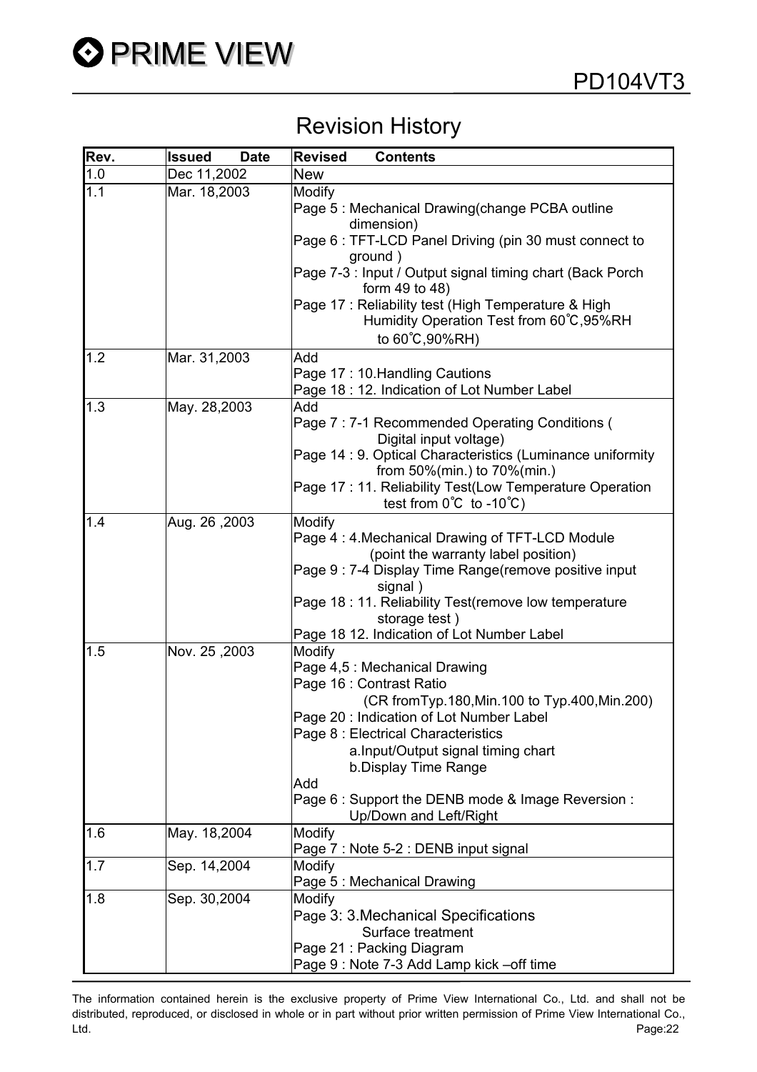# Revision History

| Rev. | Issued Date | Revised Contents |
|---|---|---|
| 1.0 | Dec 11,2002 | New |
| 1.1 | Mar. 18,2003 | Modify<br>Page 5 : Mechanical Drawing(change PCBA outline dimension)<br>Page 6 : TFT-LCD Panel Driving (pin 30 must connect to ground )<br>Page 7-3 : Input / Output signal timing chart (Back Porch form 49 to 48)<br>Page 17 : Reliability test (High Temperature & High Humidity Operation Test from 60℃,95%RH to 60℃,90%RH) |
| 1.2 | Mar. 31,2003 | Add<br>Page 17 : 10.Handling Cautions<br>Page 18 : 12. Indication of Lot Number Label |
| 1.3 | May. 28,2003 | Add<br>Page 7 : 7-1 Recommended Operating Conditions ( Digital input voltage)<br>Page 14 : 9. Optical Characteristics (Luminance uniformity from 50%(min.) to 70%(min.)<br>Page 17 : 11. Reliability Test(Low Temperature Operation test from 0℃ to -10℃) |
| 1.4 | Aug. 26 ,2003 | Modify<br>Page 4 : 4.Mechanical Drawing of TFT-LCD Module (point the warranty label position)<br>Page 9 : 7-4 Display Time Range(remove positive input signal )<br>Page 18 : 11. Reliability Test(remove low temperature storage test )<br>Page 18 12. Indication of Lot Number Label |
| 1.5 | Nov. 25 ,2003 | Modify<br>Page 4,5 : Mechanical Drawing<br>Page 16 : Contrast Ratio (CR fromTyp.180,Min.100 to Typ.400,Min.200)<br>Page 20 : Indication of Lot Number Label<br>Page 8 : Electrical Characteristics<br>a.Input/Output signal timing chart<br>b.Display Time Range<br>Add<br>Page 6 : Support the DENB mode & Image Reversion : Up/Down and Left/Right |
| 1.6 | May. 18,2004 | Modify<br>Page 7 : Note 5-2 : DENB input signal |
| 1.7 | Sep. 14,2004 | Modify<br>Page 5 : Mechanical Drawing |
| 1.8 | Sep. 30,2004 | Modify<br>Page 3: 3.Mechanical Specifications Surface treatment<br>Page 21 : Packing Diagram<br>Page 9 : Note 7-3 Add Lamp kick –off time |

The information contained herein is the exclusive property of Prime View International Co., Ltd. and shall not be distributed, reproduced, or disclosed in whole or in part without prior written permission of Prime View International Co., Ltd.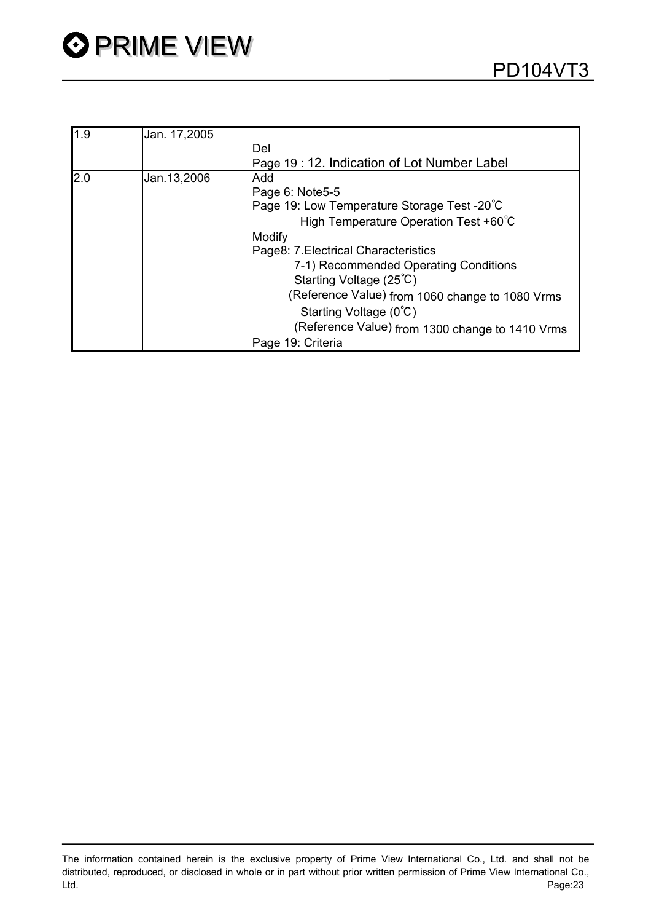| | | |
|---|---|---|
| 1.9 | Jan. 17,2005 | Del<br>Page 19 : 12. Indication of Lot Number Label |
| 2.0 | Jan.13,2006 | Add<br>Page 6: Note5-5<br>Page 19: Low Temperature Storage Test -20℃<br>High Temperature Operation Test +60℃<br>Modify<br>Page8: 7.Electrical Characteristics<br>7-1) Recommended Operating Conditions<br>Starting Voltage (25℃)<br>(Reference Value) from 1060 change to 1080 Vrms<br>Starting Voltage (0℃)<br>(Reference Value) from 1300 change to 1410 Vrms<br>Page 19: Criteria |

The information contained herein is the exclusive property of Prime View International Co., Ltd. and shall not be distributed, reproduced, or disclosed in whole or in part without prior written permission of Prime View International Co., Ltd.